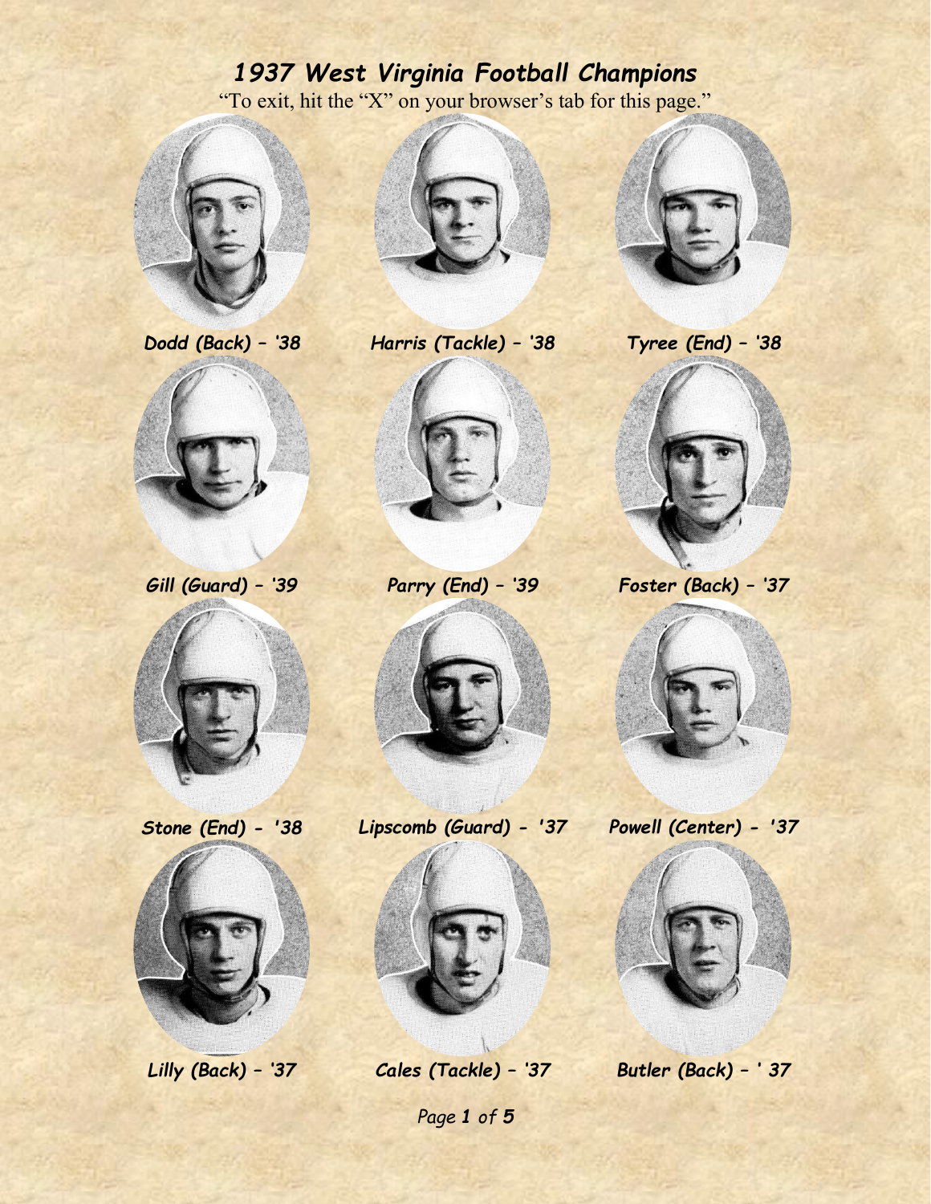# *1937 West Virginia Football Champions*

"To exit, hit the "X" on your browser's tab for this page."

*Dodd (Back) – '38*

*Harris (Tackle) – '38*

*Tyree (End) – '38*

*Gill (Guard) – '39*

*Parry (End) – '39*

*Foster (Back) – '37*

*Stone (End) - '38*

*Lipscomb (Guard) - '37*

*Powell (Center) - '37*

*Lilly (Back) – '37*

*Cales (Tackle) – '37*

*Butler (Back) – ' 37*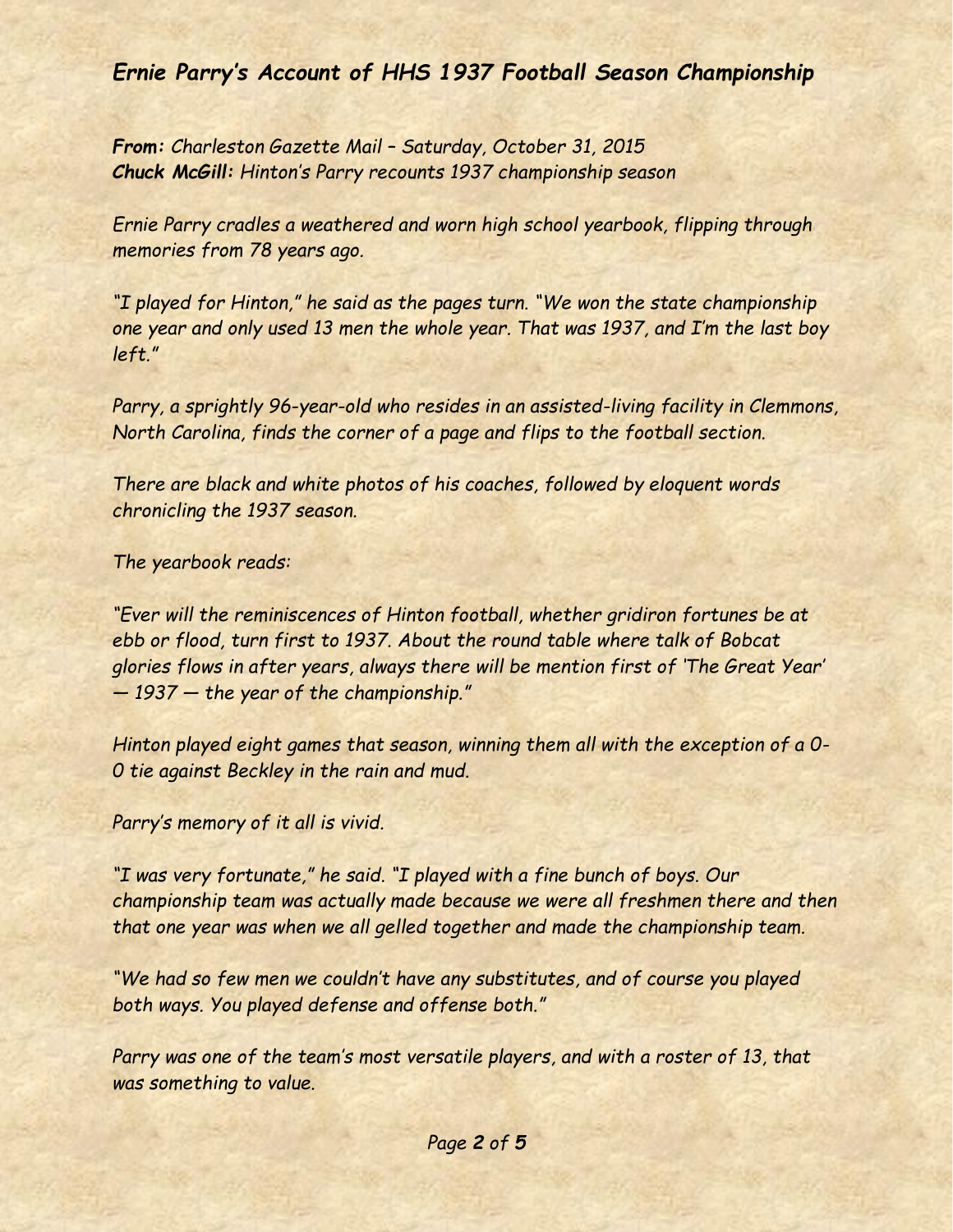## *Ernie Parry's Account of HHS 1937 Football Season Championship*

***From:*** *Charleston Gazette Mail – Saturday, October 31, 2015*
***Chuck McGill:*** *Hinton's Parry recounts 1937 championship season*

*Ernie Parry cradles a weathered and worn high school yearbook, flipping through memories from 78 years ago.*

*"I played for Hinton," he said as the pages turn. "We won the state championship one year and only used 13 men the whole year. That was 1937, and I'm the last boy left."*

*Parry, a sprightly 96-year-old who resides in an assisted-living facility in Clemmons, North Carolina, finds the corner of a page and flips to the football section.*

*There are black and white photos of his coaches, followed by eloquent words chronicling the 1937 season.*

*The yearbook reads:*

*"Ever will the reminiscences of Hinton football, whether gridiron fortunes be at ebb or flood, turn first to 1937. About the round table where talk of Bobcat glories flows in after years, always there will be mention first of 'The Great Year' — 1937 — the year of the championship."*

*Hinton played eight games that season, winning them all with the exception of a 0-0 tie against Beckley in the rain and mud.*

*Parry's memory of it all is vivid.*

*"I was very fortunate," he said. "I played with a fine bunch of boys. Our championship team was actually made because we were all freshmen there and then that one year was when we all gelled together and made the championship team.*

*"We had so few men we couldn't have any substitutes, and of course you played both ways. You played defense and offense both."*

*Parry was one of the team's most versatile players, and with a roster of 13, that was something to value.*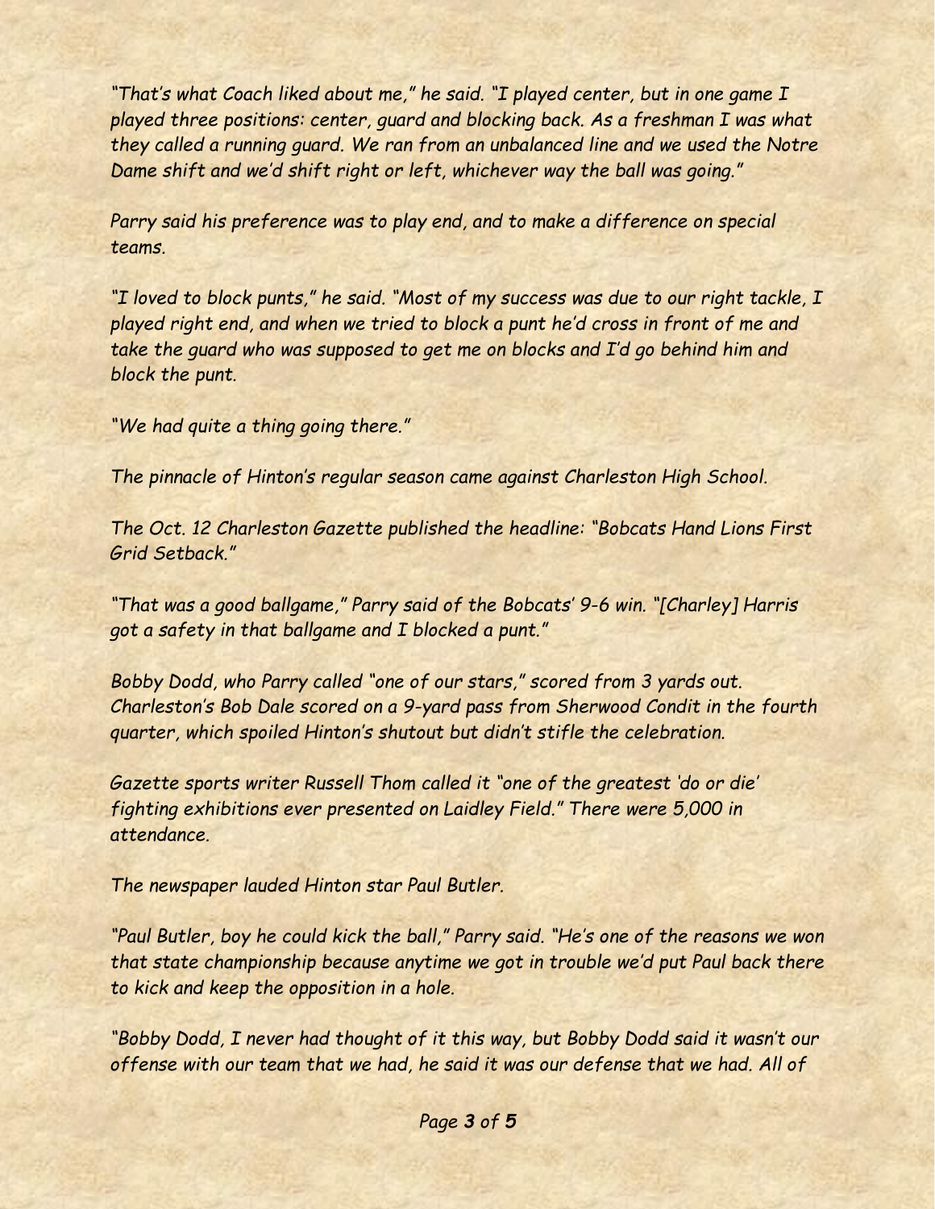*"That's what Coach liked about me," he said. "I played center, but in one game I played three positions: center, guard and blocking back. As a freshman I was what they called a running guard. We ran from an unbalanced line and we used the Notre Dame shift and we'd shift right or left, whichever way the ball was going."*

*Parry said his preference was to play end, and to make a difference on special teams.*

*"I loved to block punts," he said. "Most of my success was due to our right tackle, I played right end, and when we tried to block a punt he'd cross in front of me and take the guard who was supposed to get me on blocks and I'd go behind him and block the punt.*

*"We had quite a thing going there."*

*The pinnacle of Hinton's regular season came against Charleston High School.*

*The Oct. 12 Charleston Gazette published the headline: "Bobcats Hand Lions First Grid Setback."*

*"That was a good ballgame," Parry said of the Bobcats' 9-6 win. "[Charley] Harris got a safety in that ballgame and I blocked a punt."*

*Bobby Dodd, who Parry called "one of our stars," scored from 3 yards out. Charleston's Bob Dale scored on a 9-yard pass from Sherwood Condit in the fourth quarter, which spoiled Hinton's shutout but didn't stifle the celebration.*

*Gazette sports writer Russell Thom called it "one of the greatest 'do or die' fighting exhibitions ever presented on Laidley Field." There were 5,000 in attendance.*

*The newspaper lauded Hinton star Paul Butler.*

*"Paul Butler, boy he could kick the ball," Parry said. "He's one of the reasons we won that state championship because anytime we got in trouble we'd put Paul back there to kick and keep the opposition in a hole.*

*"Bobby Dodd, I never had thought of it this way, but Bobby Dodd said it wasn't our offense with our team that we had, he said it was our defense that we had. All of*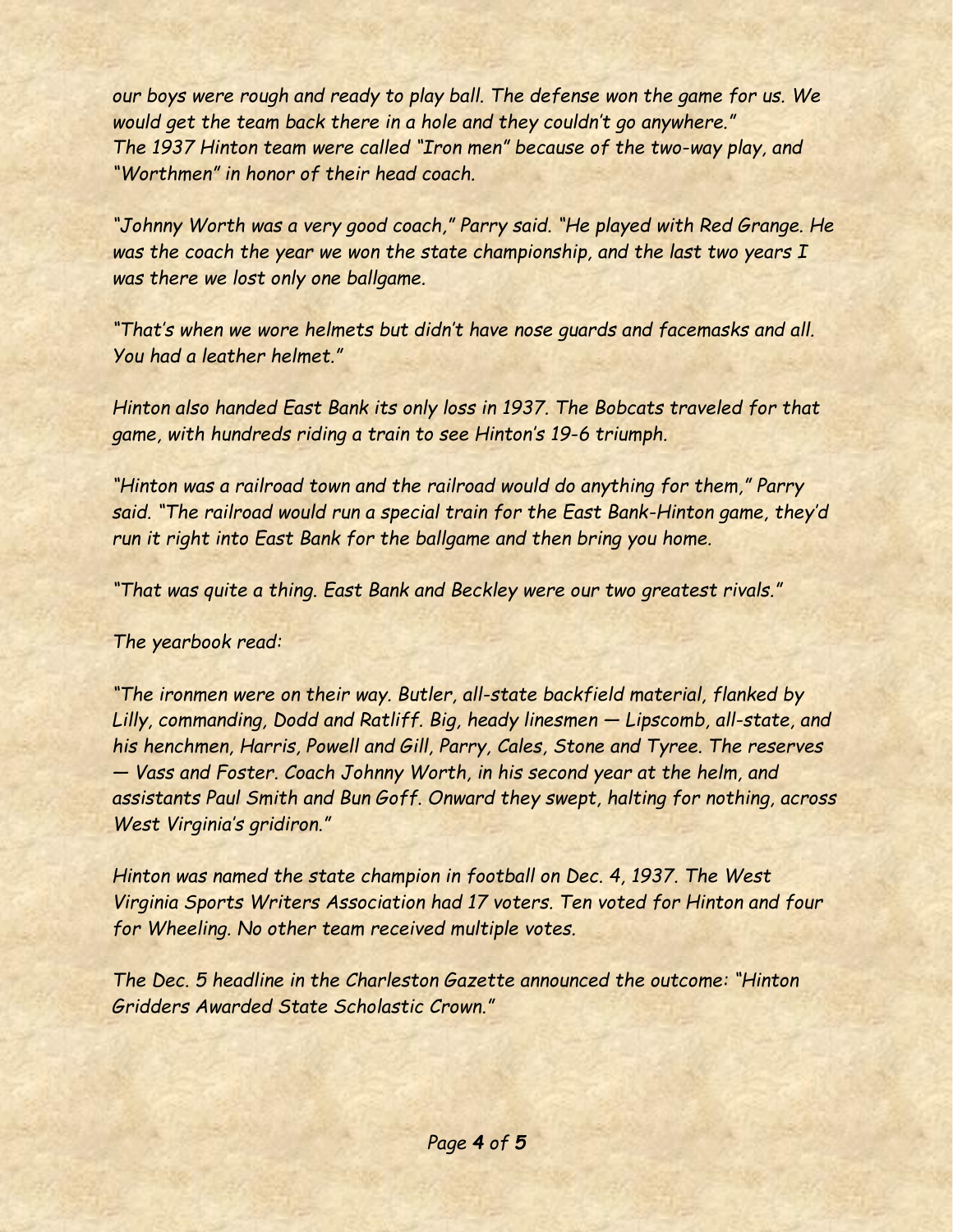*our boys were rough and ready to play ball. The defense won the game for us. We would get the team back there in a hole and they couldn't go anywhere."*
*The 1937 Hinton team were called "Iron men" because of the two-way play, and "Worthmen" in honor of their head coach.*

*"Johnny Worth was a very good coach," Parry said. "He played with Red Grange. He was the coach the year we won the state championship, and the last two years I was there we lost only one ballgame.*

*"That's when we wore helmets but didn't have nose guards and facemasks and all. You had a leather helmet."*

*Hinton also handed East Bank its only loss in 1937. The Bobcats traveled for that game, with hundreds riding a train to see Hinton's 19-6 triumph.*

*"Hinton was a railroad town and the railroad would do anything for them," Parry said. "The railroad would run a special train for the East Bank-Hinton game, they'd run it right into East Bank for the ballgame and then bring you home.*

*"That was quite a thing. East Bank and Beckley were our two greatest rivals."*

*The yearbook read:*

*"The ironmen were on their way. Butler, all-state backfield material, flanked by Lilly, commanding, Dodd and Ratliff. Big, heady linesmen — Lipscomb, all-state, and his henchmen, Harris, Powell and Gill, Parry, Cales, Stone and Tyree. The reserves — Vass and Foster. Coach Johnny Worth, in his second year at the helm, and assistants Paul Smith and Bun Goff. Onward they swept, halting for nothing, across West Virginia's gridiron."*

*Hinton was named the state champion in football on Dec. 4, 1937. The West Virginia Sports Writers Association had 17 voters. Ten voted for Hinton and four for Wheeling. No other team received multiple votes.*

*The Dec. 5 headline in the Charleston Gazette announced the outcome: "Hinton Gridders Awarded State Scholastic Crown."*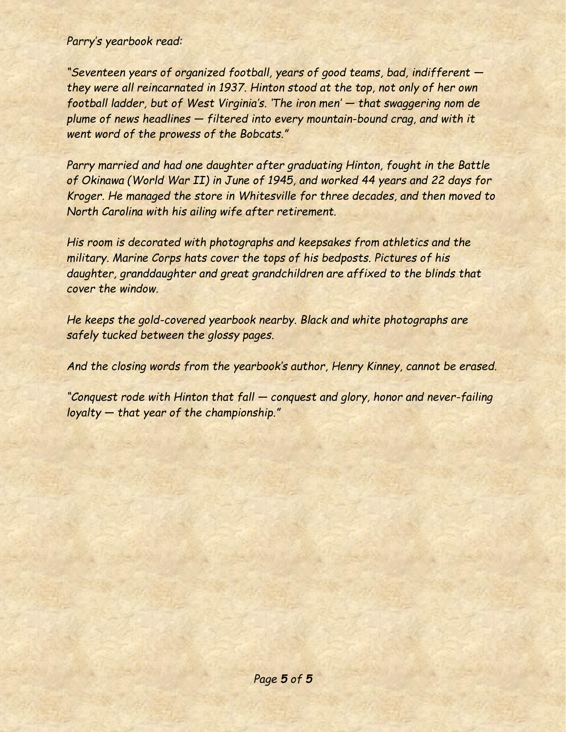*Parry's yearbook read:*

*"Seventeen years of organized football, years of good teams, bad, indifferent — they were all reincarnated in 1937. Hinton stood at the top, not only of her own football ladder, but of West Virginia's. 'The iron men' — that swaggering nom de plume of news headlines — filtered into every mountain-bound crag, and with it went word of the prowess of the Bobcats."*

*Parry married and had one daughter after graduating Hinton, fought in the Battle of Okinawa (World War II) in June of 1945, and worked 44 years and 22 days for Kroger. He managed the store in Whitesville for three decades, and then moved to North Carolina with his ailing wife after retirement.*

*His room is decorated with photographs and keepsakes from athletics and the military. Marine Corps hats cover the tops of his bedposts. Pictures of his daughter, granddaughter and great grandchildren are affixed to the blinds that cover the window.*

*He keeps the gold-covered yearbook nearby. Black and white photographs are safely tucked between the glossy pages.*

*And the closing words from the yearbook's author, Henry Kinney, cannot be erased.*

*"Conquest rode with Hinton that fall — conquest and glory, honor and never-failing loyalty — that year of the championship."*